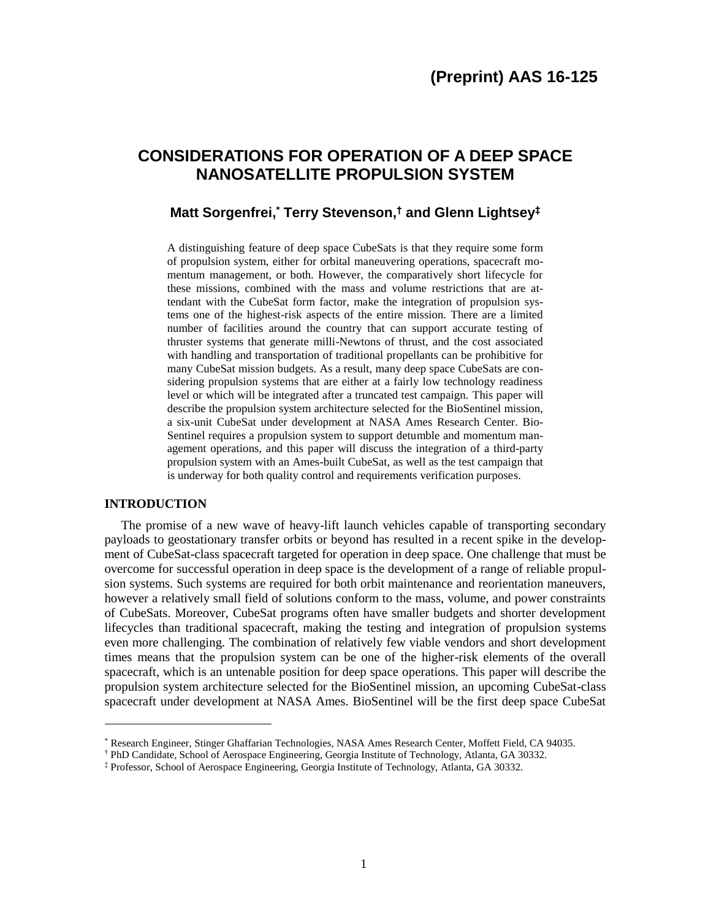**(Preprint) AAS 16-125**

# CONSIDERATIONS FOR OPERATION OF A DEEP SPACE NANOSATELLITE PROPULSION SYSTEM

**Matt Sorgenfrei,[*] Terry Stevenson,[†] and Glenn Lightsey[‡]**

A distinguishing feature of deep space CubeSats is that they require some form of propulsion system, either for orbital maneuvering operations, spacecraft momentum management, or both. However, the comparatively short lifecycle for these missions, combined with the mass and volume restrictions that are attendant with the CubeSat form factor, make the integration of propulsion systems one of the highest-risk aspects of the entire mission. There are a limited number of facilities around the country that can support accurate testing of thruster systems that generate milli-Newtons of thrust, and the cost associated with handling and transportation of traditional propellants can be prohibitive for many CubeSat mission budgets. As a result, many deep space CubeSats are considering propulsion systems that are either at a fairly low technology readiness level or which will be integrated after a truncated test campaign. This paper will describe the propulsion system architecture selected for the BioSentinel mission, a six-unit CubeSat under development at NASA Ames Research Center. BioSentinel requires a propulsion system to support detumble and momentum management operations, and this paper will discuss the integration of a third-party propulsion system with an Ames-built CubeSat, as well as the test campaign that is underway for both quality control and requirements verification purposes.

## INTRODUCTION

The promise of a new wave of heavy-lift launch vehicles capable of transporting secondary payloads to geostationary transfer orbits or beyond has resulted in a recent spike in the development of CubeSat-class spacecraft targeted for operation in deep space. One challenge that must be overcome for successful operation in deep space is the development of a range of reliable propulsion systems. Such systems are required for both orbit maintenance and reorientation maneuvers, however a relatively small field of solutions conform to the mass, volume, and power constraints of CubeSats. Moreover, CubeSat programs often have smaller budgets and shorter development lifecycles than traditional spacecraft, making the testing and integration of propulsion systems even more challenging. The combination of relatively few viable vendors and short development times means that the propulsion system can be one of the higher-risk elements of the overall spacecraft, which is an untenable position for deep space operations. This paper will describe the propulsion system architecture selected for the BioSentinel mission, an upcoming CubeSat-class spacecraft under development at NASA Ames. BioSentinel will be the first deep space CubeSat

---

[*] Research Engineer, Stinger Ghaffarian Technologies, NASA Ames Research Center, Moffett Field, CA 94035.

[†] PhD Candidate, School of Aerospace Engineering, Georgia Institute of Technology, Atlanta, GA 30332.

[‡] Professor, School of Aerospace Engineering, Georgia Institute of Technology, Atlanta, GA 30332.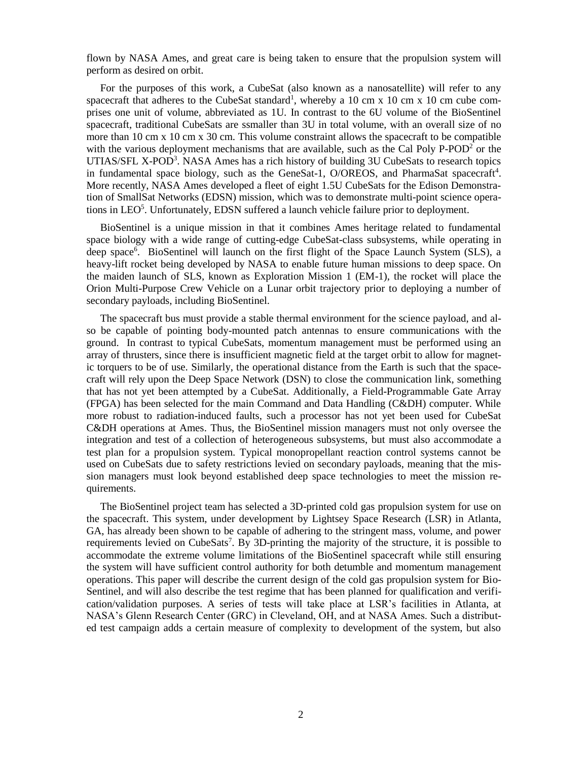flown by NASA Ames, and great care is being taken to ensure that the propulsion system will perform as desired on orbit.

For the purposes of this work, a CubeSat (also known as a nanosatellite) will refer to any spacecraft that adheres to the CubeSat standard[1], whereby a 10 cm x 10 cm x 10 cm cube comprises one unit of volume, abbreviated as 1U. In contrast to the 6U volume of the BioSentinel spacecraft, traditional CubeSats are ssmaller than 3U in total volume, with an overall size of no more than 10 cm x 10 cm x 30 cm. This volume constraint allows the spacecraft to be compatible with the various deployment mechanisms that are available, such as the Cal Poly P-POD[2] or the UTIAS/SFL X-POD[3]. NASA Ames has a rich history of building 3U CubeSats to research topics in fundamental space biology, such as the GeneSat-1, O/OREOS, and PharmaSat spacecraft[4]. More recently, NASA Ames developed a fleet of eight 1.5U CubeSats for the Edison Demonstration of SmallSat Networks (EDSN) mission, which was to demonstrate multi-point science operations in LEO[5]. Unfortunately, EDSN suffered a launch vehicle failure prior to deployment.

BioSentinel is a unique mission in that it combines Ames heritage related to fundamental space biology with a wide range of cutting-edge CubeSat-class subsystems, while operating in deep space[6]. BioSentinel will launch on the first flight of the Space Launch System (SLS), a heavy-lift rocket being developed by NASA to enable future human missions to deep space. On the maiden launch of SLS, known as Exploration Mission 1 (EM-1), the rocket will place the Orion Multi-Purpose Crew Vehicle on a Lunar orbit trajectory prior to deploying a number of secondary payloads, including BioSentinel.

The spacecraft bus must provide a stable thermal environment for the science payload, and also be capable of pointing body-mounted patch antennas to ensure communications with the ground. In contrast to typical CubeSats, momentum management must be performed using an array of thrusters, since there is insufficient magnetic field at the target orbit to allow for magnetic torquers to be of use. Similarly, the operational distance from the Earth is such that the spacecraft will rely upon the Deep Space Network (DSN) to close the communication link, something that has not yet been attempted by a CubeSat. Additionally, a Field-Programmable Gate Array (FPGA) has been selected for the main Command and Data Handling (C&DH) computer. While more robust to radiation-induced faults, such a processor has not yet been used for CubeSat C&DH operations at Ames. Thus, the BioSentinel mission managers must not only oversee the integration and test of a collection of heterogeneous subsystems, but must also accommodate a test plan for a propulsion system. Typical monopropellant reaction control systems cannot be used on CubeSats due to safety restrictions levied on secondary payloads, meaning that the mission managers must look beyond established deep space technologies to meet the mission requirements.

The BioSentinel project team has selected a 3D-printed cold gas propulsion system for use on the spacecraft. This system, under development by Lightsey Space Research (LSR) in Atlanta, GA, has already been shown to be capable of adhering to the stringent mass, volume, and power requirements levied on CubeSats[7]. By 3D-printing the majority of the structure, it is possible to accommodate the extreme volume limitations of the BioSentinel spacecraft while still ensuring the system will have sufficient control authority for both detumble and momentum management operations. This paper will describe the current design of the cold gas propulsion system for BioSentinel, and will also describe the test regime that has been planned for qualification and verification/validation purposes. A series of tests will take place at LSR's facilities in Atlanta, at NASA's Glenn Research Center (GRC) in Cleveland, OH, and at NASA Ames. Such a distributed test campaign adds a certain measure of complexity to development of the system, but also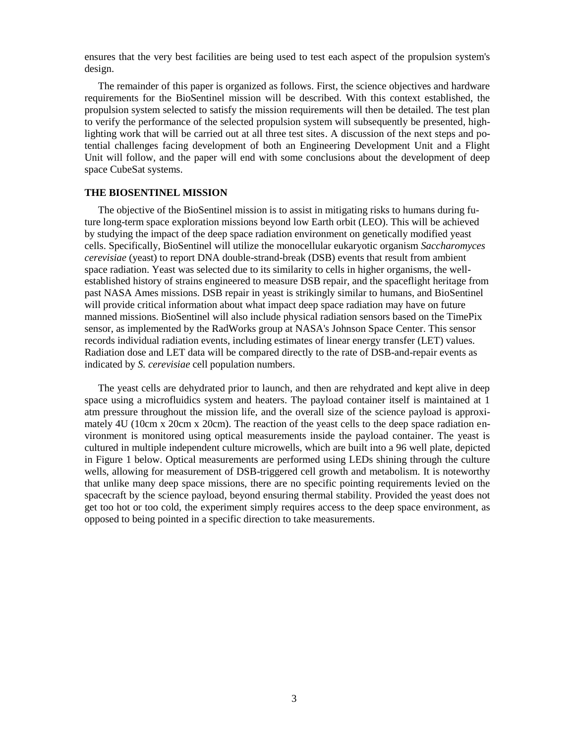ensures that the very best facilities are being used to test each aspect of the propulsion system's design.

The remainder of this paper is organized as follows. First, the science objectives and hardware requirements for the BioSentinel mission will be described. With this context established, the propulsion system selected to satisfy the mission requirements will then be detailed. The test plan to verify the performance of the selected propulsion system will subsequently be presented, highlighting work that will be carried out at all three test sites. A discussion of the next steps and potential challenges facing development of both an Engineering Development Unit and a Flight Unit will follow, and the paper will end with some conclusions about the development of deep space CubeSat systems.

## THE BIOSENTINEL MISSION

The objective of the BioSentinel mission is to assist in mitigating risks to humans during future long-term space exploration missions beyond low Earth orbit (LEO). This will be achieved by studying the impact of the deep space radiation environment on genetically modified yeast cells. Specifically, BioSentinel will utilize the monocellular eukaryotic organism *Saccharomyces cerevisiae* (yeast) to report DNA double-strand-break (DSB) events that result from ambient space radiation. Yeast was selected due to its similarity to cells in higher organisms, the well-established history of strains engineered to measure DSB repair, and the spaceflight heritage from past NASA Ames missions. DSB repair in yeast is strikingly similar to humans, and BioSentinel will provide critical information about what impact deep space radiation may have on future manned missions. BioSentinel will also include physical radiation sensors based on the TimePix sensor, as implemented by the RadWorks group at NASA's Johnson Space Center. This sensor records individual radiation events, including estimates of linear energy transfer (LET) values. Radiation dose and LET data will be compared directly to the rate of DSB-and-repair events as indicated by *S. cerevisiae* cell population numbers.

The yeast cells are dehydrated prior to launch, and then are rehydrated and kept alive in deep space using a microfluidics system and heaters. The payload container itself is maintained at 1 atm pressure throughout the mission life, and the overall size of the science payload is approximately 4U (10cm x 20cm x 20cm). The reaction of the yeast cells to the deep space radiation environment is monitored using optical measurements inside the payload container. The yeast is cultured in multiple independent culture microwells, which are built into a 96 well plate, depicted in Figure 1 below. Optical measurements are performed using LEDs shining through the culture wells, allowing for measurement of DSB-triggered cell growth and metabolism. It is noteworthy that unlike many deep space missions, there are no specific pointing requirements levied on the spacecraft by the science payload, beyond ensuring thermal stability. Provided the yeast does not get too hot or too cold, the experiment simply requires access to the deep space environment, as opposed to being pointed in a specific direction to take measurements.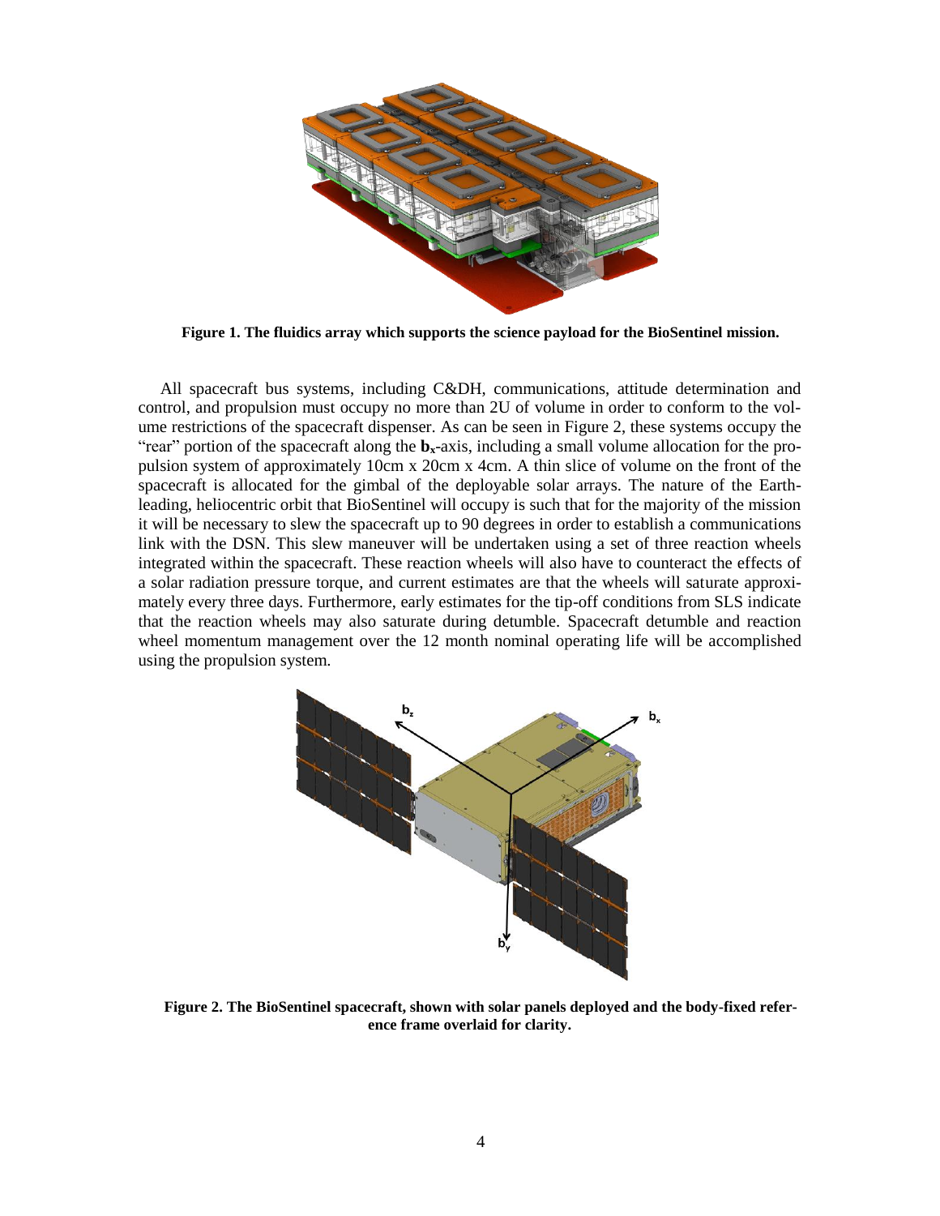**Figure 1. The fluidics array which supports the science payload for the BioSentinel mission.**

All spacecraft bus systems, including C&DH, communications, attitude determination and control, and propulsion must occupy no more than 2U of volume in order to conform to the volume restrictions of the spacecraft dispenser. As can be seen in Figure 2, these systems occupy the "rear" portion of the spacecraft along the $\mathbf{b}_x$-axis, including a small volume allocation for the propulsion system of approximately 10cm x 20cm x 4cm. A thin slice of volume on the front of the spacecraft is allocated for the gimbal of the deployable solar arrays. The nature of the Earth-leading, heliocentric orbit that BioSentinel will occupy is such that for the majority of the mission it will be necessary to slew the spacecraft up to 90 degrees in order to establish a communications link with the DSN. This slew maneuver will be undertaken using a set of three reaction wheels integrated within the spacecraft. These reaction wheels will also have to counteract the effects of a solar radiation pressure torque, and current estimates are that the wheels will saturate approximately every three days. Furthermore, early estimates for the tip-off conditions from SLS indicate that the reaction wheels may also saturate during detumble. Spacecraft detumble and reaction wheel momentum management over the 12 month nominal operating life will be accomplished using the propulsion system.

**Figure 2. The BioSentinel spacecraft, shown with solar panels deployed and the body-fixed reference frame overlaid for clarity.**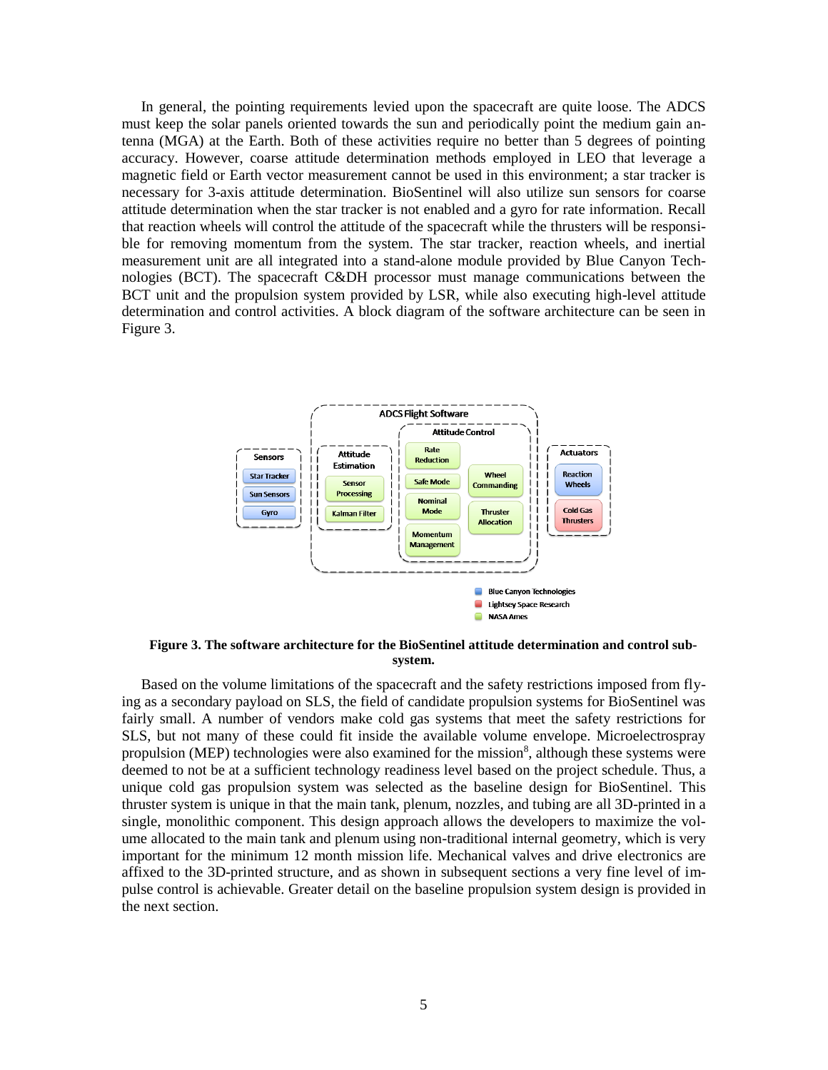In general, the pointing requirements levied upon the spacecraft are quite loose. The ADCS must keep the solar panels oriented towards the sun and periodically point the medium gain antenna (MGA) at the Earth. Both of these activities require no better than 5 degrees of pointing accuracy. However, coarse attitude determination methods employed in LEO that leverage a magnetic field or Earth vector measurement cannot be used in this environment; a star tracker is necessary for 3-axis attitude determination. BioSentinel will also utilize sun sensors for coarse attitude determination when the star tracker is not enabled and a gyro for rate information. Recall that reaction wheels will control the attitude of the spacecraft while the thrusters will be responsible for removing momentum from the system. The star tracker, reaction wheels, and inertial measurement unit are all integrated into a stand-alone module provided by Blue Canyon Technologies (BCT). The spacecraft C&DH processor must manage communications between the BCT unit and the propulsion system provided by LSR, while also executing high-level attitude determination and control activities. A block diagram of the software architecture can be seen in Figure 3.

**Figure 3. The software architecture for the BioSentinel attitude determination and control subsystem.**

Based on the volume limitations of the spacecraft and the safety restrictions imposed from flying as a secondary payload on SLS, the field of candidate propulsion systems for BioSentinel was fairly small. A number of vendors make cold gas systems that meet the safety restrictions for SLS, but not many of these could fit inside the available volume envelope. Microelectrospray propulsion (MEP) technologies were also examined for the mission[8], although these systems were deemed to not be at a sufficient technology readiness level based on the project schedule. Thus, a unique cold gas propulsion system was selected as the baseline design for BioSentinel. This thruster system is unique in that the main tank, plenum, nozzles, and tubing are all 3D-printed in a single, monolithic component. This design approach allows the developers to maximize the volume allocated to the main tank and plenum using non-traditional internal geometry, which is very important for the minimum 12 month mission life. Mechanical valves and drive electronics are affixed to the 3D-printed structure, and as shown in subsequent sections a very fine level of impulse control is achievable. Greater detail on the baseline propulsion system design is provided in the next section.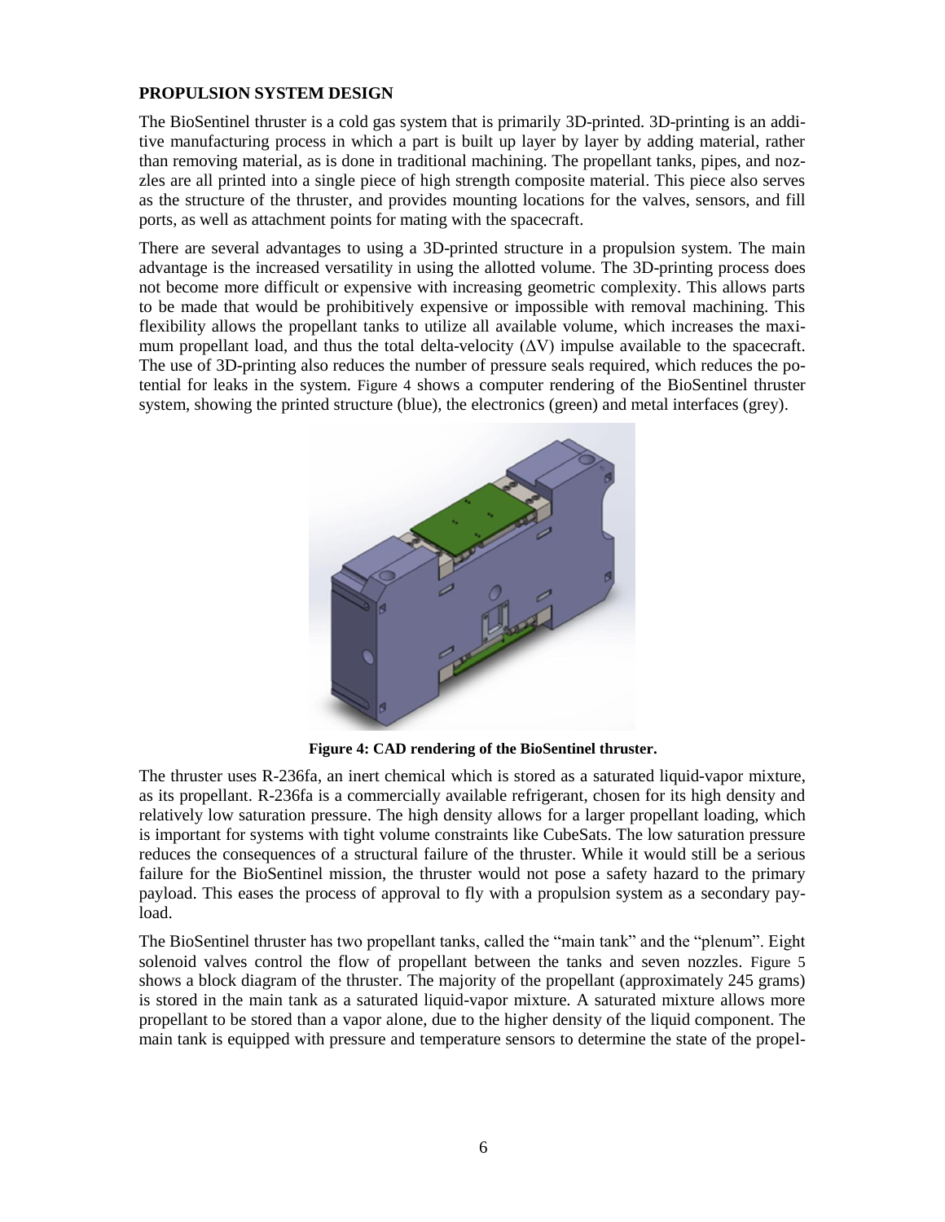**PROPULSION SYSTEM DESIGN**

The BioSentinel thruster is a cold gas system that is primarily 3D-printed. 3D-printing is an additive manufacturing process in which a part is built up layer by layer by adding material, rather than removing material, as is done in traditional machining. The propellant tanks, pipes, and nozzles are all printed into a single piece of high strength composite material. This piece also serves as the structure of the thruster, and provides mounting locations for the valves, sensors, and fill ports, as well as attachment points for mating with the spacecraft.

There are several advantages to using a 3D-printed structure in a propulsion system. The main advantage is the increased versatility in using the allotted volume. The 3D-printing process does not become more difficult or expensive with increasing geometric complexity. This allows parts to be made that would be prohibitively expensive or impossible with removal machining. This flexibility allows the propellant tanks to utilize all available volume, which increases the maximum propellant load, and thus the total delta-velocity ($\Delta V$) impulse available to the spacecraft. The use of 3D-printing also reduces the number of pressure seals required, which reduces the potential for leaks in the system. Figure 4 shows a computer rendering of the BioSentinel thruster system, showing the printed structure (blue), the electronics (green) and metal interfaces (grey).

**Figure 4: CAD rendering of the BioSentinel thruster.**

The thruster uses R-236fa, an inert chemical which is stored as a saturated liquid-vapor mixture, as its propellant. R-236fa is a commercially available refrigerant, chosen for its high density and relatively low saturation pressure. The high density allows for a larger propellant loading, which is important for systems with tight volume constraints like CubeSats. The low saturation pressure reduces the consequences of a structural failure of the thruster. While it would still be a serious failure for the BioSentinel mission, the thruster would not pose a safety hazard to the primary payload. This eases the process of approval to fly with a propulsion system as a secondary payload.

The BioSentinel thruster has two propellant tanks, called the "main tank" and the "plenum". Eight solenoid valves control the flow of propellant between the tanks and seven nozzles. Figure 5 shows a block diagram of the thruster. The majority of the propellant (approximately 245 grams) is stored in the main tank as a saturated liquid-vapor mixture. A saturated mixture allows more propellant to be stored than a vapor alone, due to the higher density of the liquid component. The main tank is equipped with pressure and temperature sensors to determine the state of the propel-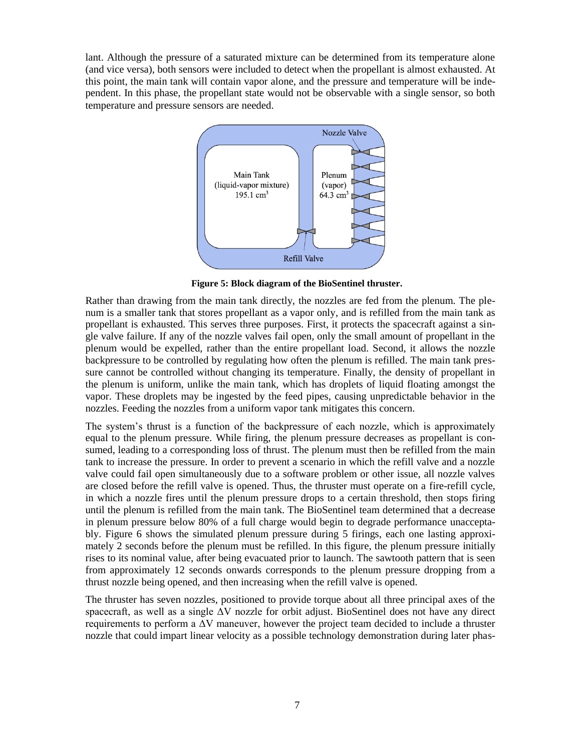lant. Although the pressure of a saturated mixture can be determined from its temperature alone (and vice versa), both sensors were included to detect when the propellant is almost exhausted. At this point, the main tank will contain vapor alone, and the pressure and temperature will be independent. In this phase, the propellant state would not be observable with a single sensor, so both temperature and pressure sensors are needed.

**Figure 5: Block diagram of the BioSentinel thruster.**

Rather than drawing from the main tank directly, the nozzles are fed from the plenum. The plenum is a smaller tank that stores propellant as a vapor only, and is refilled from the main tank as propellant is exhausted. This serves three purposes. First, it protects the spacecraft against a single valve failure. If any of the nozzle valves fail open, only the small amount of propellant in the plenum would be expelled, rather than the entire propellant load. Second, it allows the nozzle backpressure to be controlled by regulating how often the plenum is refilled. The main tank pressure cannot be controlled without changing its temperature. Finally, the density of propellant in the plenum is uniform, unlike the main tank, which has droplets of liquid floating amongst the vapor. These droplets may be ingested by the feed pipes, causing unpredictable behavior in the nozzles. Feeding the nozzles from a uniform vapor tank mitigates this concern.

The system's thrust is a function of the backpressure of each nozzle, which is approximately equal to the plenum pressure. While firing, the plenum pressure decreases as propellant is consumed, leading to a corresponding loss of thrust. The plenum must then be refilled from the main tank to increase the pressure. In order to prevent a scenario in which the refill valve and a nozzle valve could fail open simultaneously due to a software problem or other issue, all nozzle valves are closed before the refill valve is opened. Thus, the thruster must operate on a fire-refill cycle, in which a nozzle fires until the plenum pressure drops to a certain threshold, then stops firing until the plenum is refilled from the main tank. The BioSentinel team determined that a decrease in plenum pressure below 80% of a full charge would begin to degrade performance unacceptably. Figure 6 shows the simulated plenum pressure during 5 firings, each one lasting approximately 2 seconds before the plenum must be refilled. In this figure, the plenum pressure initially rises to its nominal value, after being evacuated prior to launch. The sawtooth pattern that is seen from approximately 12 seconds onwards corresponds to the plenum pressure dropping from a thrust nozzle being opened, and then increasing when the refill valve is opened.

The thruster has seven nozzles, positioned to provide torque about all three principal axes of the spacecraft, as well as a single $\Delta V$ nozzle for orbit adjust. BioSentinel does not have any direct requirements to perform a $\Delta V$ maneuver, however the project team decided to include a thruster nozzle that could impart linear velocity as a possible technology demonstration during later phas-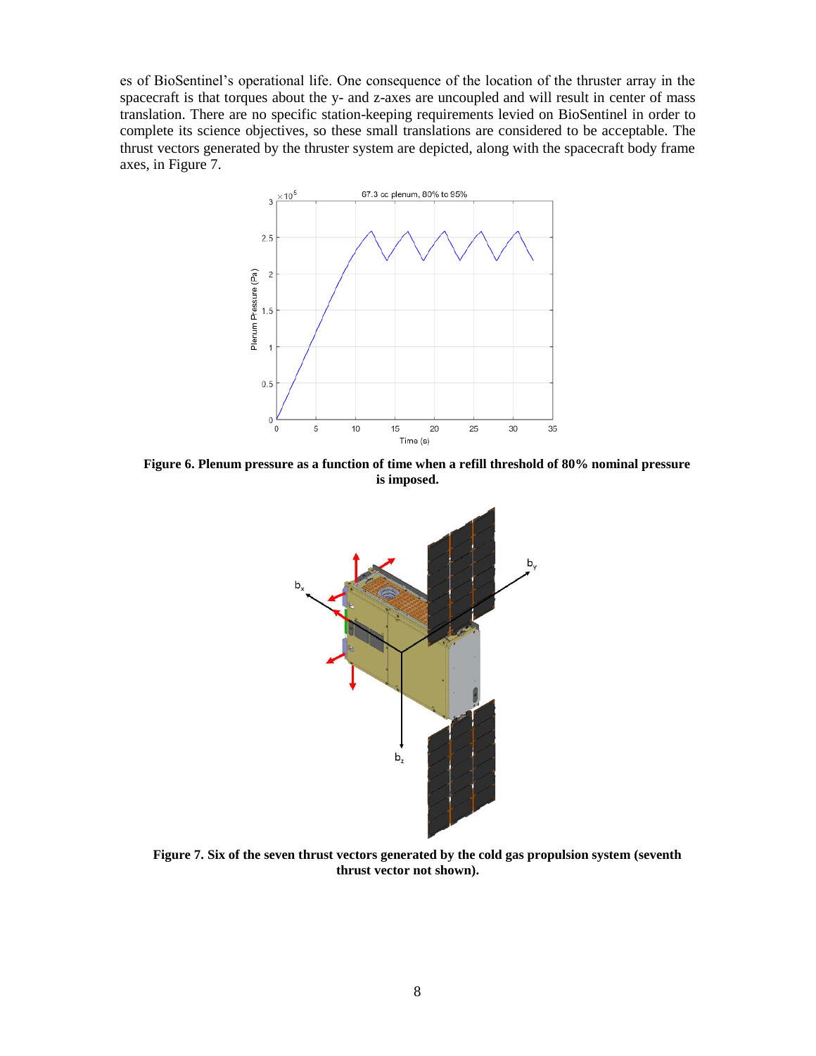es of BioSentinel's operational life. One consequence of the location of the thruster array in the spacecraft is that torques about the y- and z-axes are uncoupled and will result in center of mass translation. There are no specific station-keeping requirements levied on BioSentinel in order to complete its science objectives, so these small translations are considered to be acceptable. The thrust vectors generated by the thruster system are depicted, along with the spacecraft body frame axes, in Figure 7.

**Figure 6. Plenum pressure as a function of time when a refill threshold of 80% nominal pressure is imposed.**

**Figure 7. Six of the seven thrust vectors generated by the cold gas propulsion system (seventh thrust vector not shown).**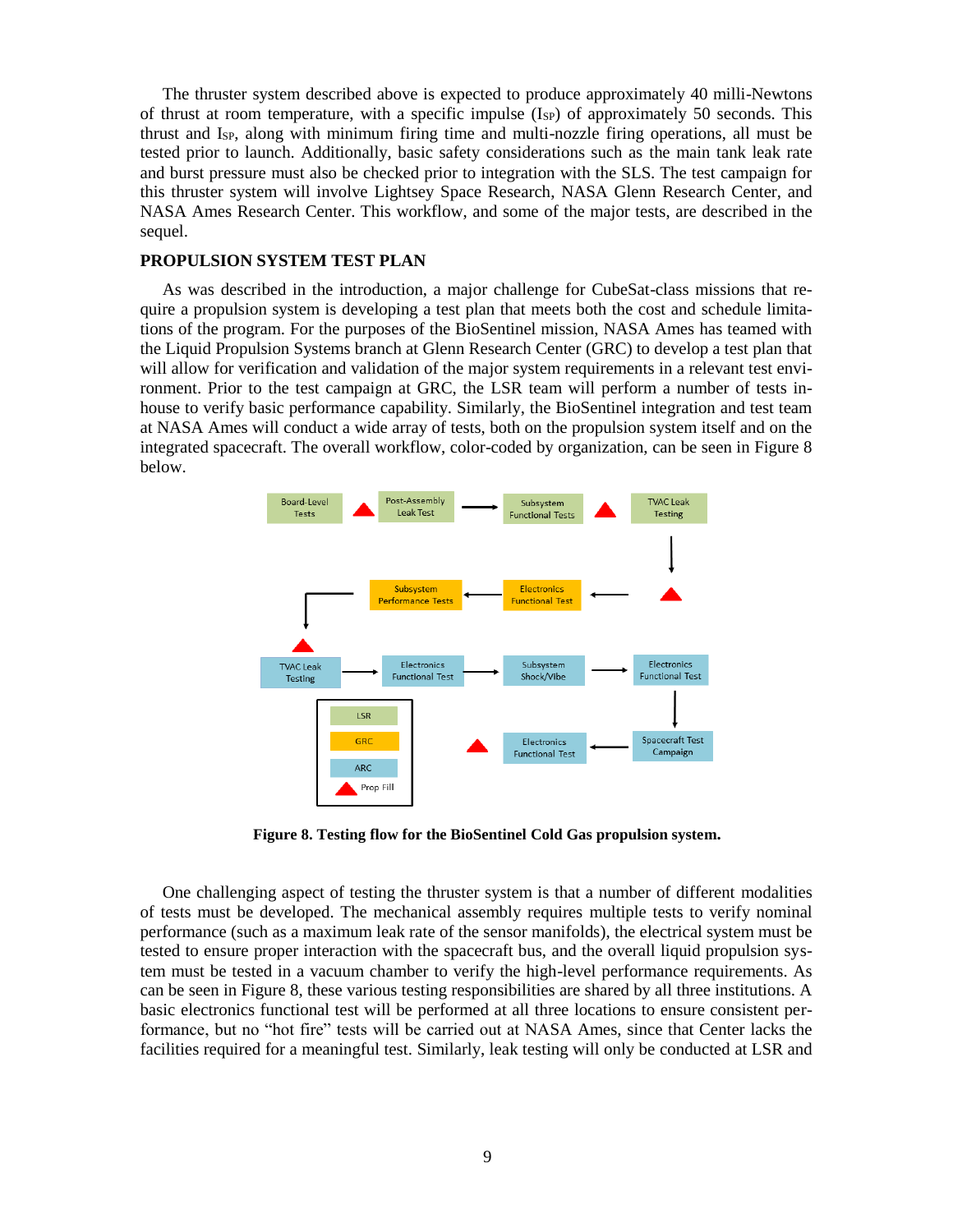The thruster system described above is expected to produce approximately 40 milli-Newtons of thrust at room temperature, with a specific impulse ($I_{SP}$) of approximately 50 seconds. This thrust and $I_{SP}$, along with minimum firing time and multi-nozzle firing operations, all must be tested prior to launch. Additionally, basic safety considerations such as the main tank leak rate and burst pressure must also be checked prior to integration with the SLS. The test campaign for this thruster system will involve Lightsey Space Research, NASA Glenn Research Center, and NASA Ames Research Center. This workflow, and some of the major tests, are described in the sequel.

## PROPULSION SYSTEM TEST PLAN

As was described in the introduction, a major challenge for CubeSat-class missions that require a propulsion system is developing a test plan that meets both the cost and schedule limitations of the program. For the purposes of the BioSentinel mission, NASA Ames has teamed with the Liquid Propulsion Systems branch at Glenn Research Center (GRC) to develop a test plan that will allow for verification and validation of the major system requirements in a relevant test environment. Prior to the test campaign at GRC, the LSR team will perform a number of tests in-house to verify basic performance capability. Similarly, the BioSentinel integration and test team at NASA Ames will conduct a wide array of tests, both on the propulsion system itself and on the integrated spacecraft. The overall workflow, color-coded by organization, can be seen in Figure 8 below.

**Figure 8. Testing flow for the BioSentinel Cold Gas propulsion system.**

One challenging aspect of testing the thruster system is that a number of different modalities of tests must be developed. The mechanical assembly requires multiple tests to verify nominal performance (such as a maximum leak rate of the sensor manifolds), the electrical system must be tested to ensure proper interaction with the spacecraft bus, and the overall liquid propulsion system must be tested in a vacuum chamber to verify the high-level performance requirements. As can be seen in Figure 8, these various testing responsibilities are shared by all three institutions. A basic electronics functional test will be performed at all three locations to ensure consistent performance, but no "hot fire" tests will be carried out at NASA Ames, since that Center lacks the facilities required for a meaningful test. Similarly, leak testing will only be conducted at LSR and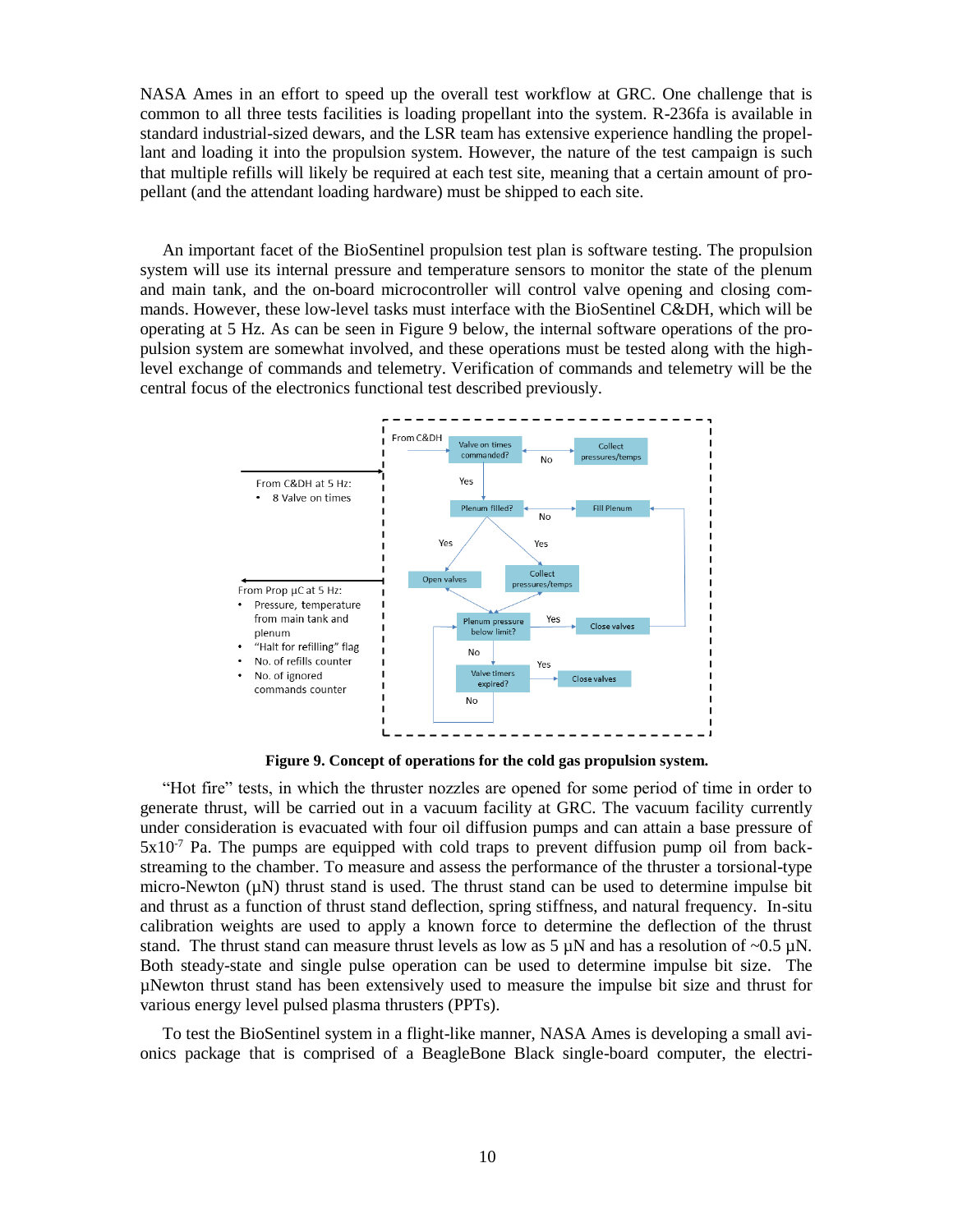NASA Ames in an effort to speed up the overall test workflow at GRC. One challenge that is common to all three tests facilities is loading propellant into the system. R-236fa is available in standard industrial-sized dewars, and the LSR team has extensive experience handling the propellant and loading it into the propulsion system. However, the nature of the test campaign is such that multiple refills will likely be required at each test site, meaning that a certain amount of propellant (and the attendant loading hardware) must be shipped to each site.

An important facet of the BioSentinel propulsion test plan is software testing. The propulsion system will use its internal pressure and temperature sensors to monitor the state of the plenum and main tank, and the on-board microcontroller will control valve opening and closing commands. However, these low-level tasks must interface with the BioSentinel C&DH, which will be operating at 5 Hz. As can be seen in Figure 9 below, the internal software operations of the propulsion system are somewhat involved, and these operations must be tested along with the high-level exchange of commands and telemetry. Verification of commands and telemetry will be the central focus of the electronics functional test described previously.

**Figure 9. Concept of operations for the cold gas propulsion system.**

"Hot fire" tests, in which the thruster nozzles are opened for some period of time in order to generate thrust, will be carried out in a vacuum facility at GRC. The vacuum facility currently under consideration is evacuated with four oil diffusion pumps and can attain a base pressure of $5 \times 10^{-7}$ Pa. The pumps are equipped with cold traps to prevent diffusion pump oil from back-streaming to the chamber. To measure and assess the performance of the thruster a torsional-type micro-Newton (μN) thrust stand is used. The thrust stand can be used to determine impulse bit and thrust as a function of thrust stand deflection, spring stiffness, and natural frequency. In-situ calibration weights are used to apply a known force to determine the deflection of the thrust stand. The thrust stand can measure thrust levels as low as 5 μN and has a resolution of ~0.5 μN. Both steady-state and single pulse operation can be used to determine impulse bit size. The μNewton thrust stand has been extensively used to measure the impulse bit size and thrust for various energy level pulsed plasma thrusters (PPTs).

To test the BioSentinel system in a flight-like manner, NASA Ames is developing a small avionics package that is comprised of a BeagleBone Black single-board computer, the electri-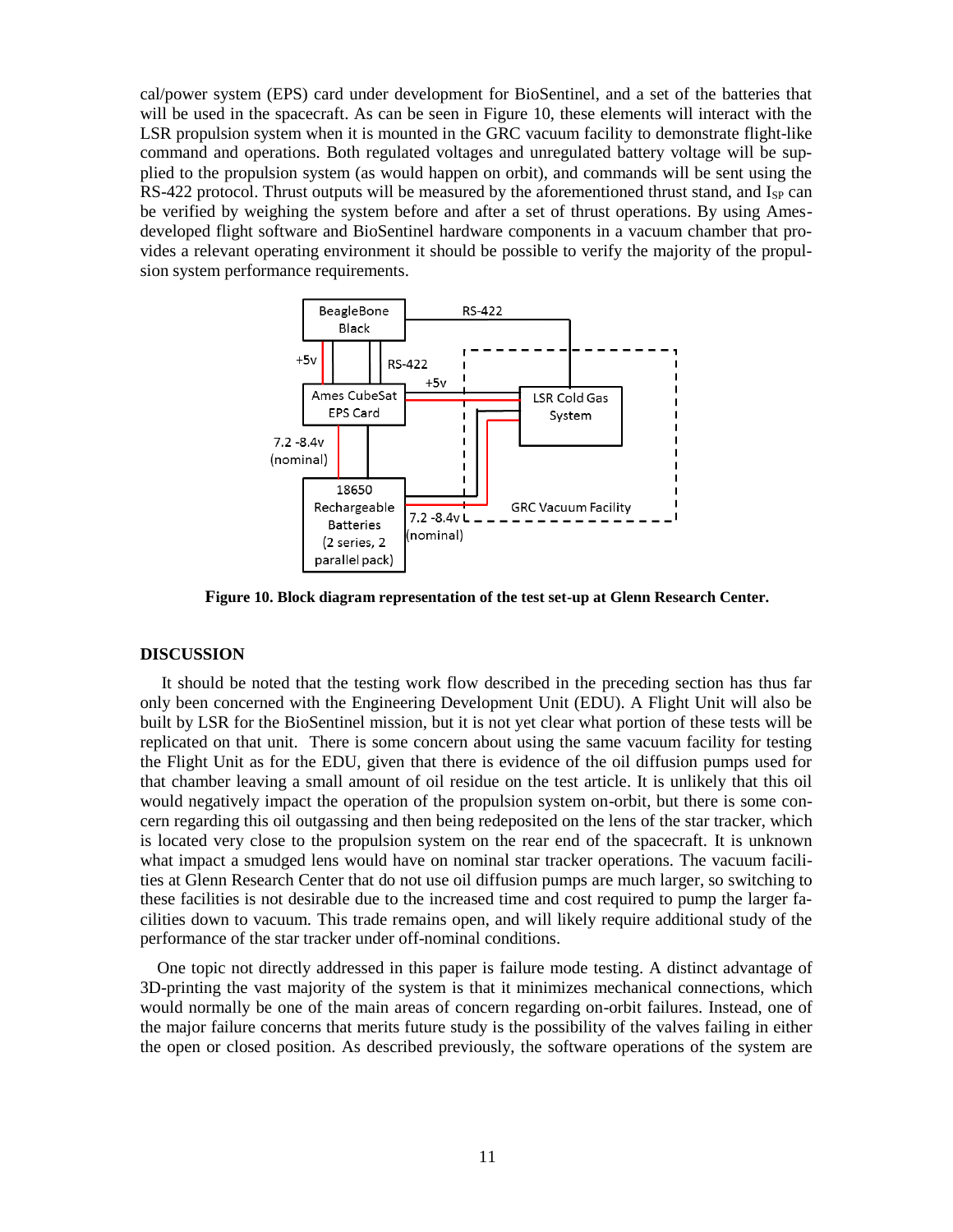cal/power system (EPS) card under development for BioSentinel, and a set of the batteries that will be used in the spacecraft. As can be seen in Figure 10, these elements will interact with the LSR propulsion system when it is mounted in the GRC vacuum facility to demonstrate flight-like command and operations. Both regulated voltages and unregulated battery voltage will be supplied to the propulsion system (as would happen on orbit), and commands will be sent using the RS-422 protocol. Thrust outputs will be measured by the aforementioned thrust stand, and $I_{SP}$ can be verified by weighing the system before and after a set of thrust operations. By using Ames-developed flight software and BioSentinel hardware components in a vacuum chamber that provides a relevant operating environment it should be possible to verify the majority of the propulsion system performance requirements.

**Figure 10. Block diagram representation of the test set-up at Glenn Research Center.**

## DISCUSSION

It should be noted that the testing work flow described in the preceding section has thus far only been concerned with the Engineering Development Unit (EDU). A Flight Unit will also be built by LSR for the BioSentinel mission, but it is not yet clear what portion of these tests will be replicated on that unit. There is some concern about using the same vacuum facility for testing the Flight Unit as for the EDU, given that there is evidence of the oil diffusion pumps used for that chamber leaving a small amount of oil residue on the test article. It is unlikely that this oil would negatively impact the operation of the propulsion system on-orbit, but there is some concern regarding this oil outgassing and then being redeposited on the lens of the star tracker, which is located very close to the propulsion system on the rear end of the spacecraft. It is unknown what impact a smudged lens would have on nominal star tracker operations. The vacuum facilities at Glenn Research Center that do not use oil diffusion pumps are much larger, so switching to these facilities is not desirable due to the increased time and cost required to pump the larger facilities down to vacuum. This trade remains open, and will likely require additional study of the performance of the star tracker under off-nominal conditions.

One topic not directly addressed in this paper is failure mode testing. A distinct advantage of 3D-printing the vast majority of the system is that it minimizes mechanical connections, which would normally be one of the main areas of concern regarding on-orbit failures. Instead, one of the major failure concerns that merits future study is the possibility of the valves failing in either the open or closed position. As described previously, the software operations of the system are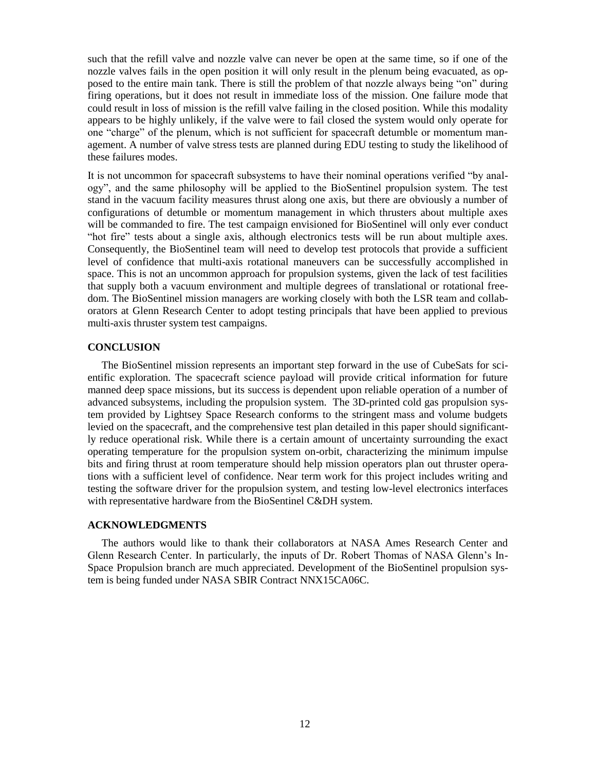such that the refill valve and nozzle valve can never be open at the same time, so if one of the nozzle valves fails in the open position it will only result in the plenum being evacuated, as opposed to the entire main tank. There is still the problem of that nozzle always being "on" during firing operations, but it does not result in immediate loss of the mission. One failure mode that could result in loss of mission is the refill valve failing in the closed position. While this modality appears to be highly unlikely, if the valve were to fail closed the system would only operate for one "charge" of the plenum, which is not sufficient for spacecraft detumble or momentum management. A number of valve stress tests are planned during EDU testing to study the likelihood of these failures modes.

It is not uncommon for spacecraft subsystems to have their nominal operations verified "by analogy", and the same philosophy will be applied to the BioSentinel propulsion system. The test stand in the vacuum facility measures thrust along one axis, but there are obviously a number of configurations of detumble or momentum management in which thrusters about multiple axes will be commanded to fire. The test campaign envisioned for BioSentinel will only ever conduct "hot fire" tests about a single axis, although electronics tests will be run about multiple axes. Consequently, the BioSentinel team will need to develop test protocols that provide a sufficient level of confidence that multi-axis rotational maneuvers can be successfully accomplished in space. This is not an uncommon approach for propulsion systems, given the lack of test facilities that supply both a vacuum environment and multiple degrees of translational or rotational freedom. The BioSentinel mission managers are working closely with both the LSR team and collaborators at Glenn Research Center to adopt testing principals that have been applied to previous multi-axis thruster system test campaigns.

## CONCLUSION

The BioSentinel mission represents an important step forward in the use of CubeSats for scientific exploration. The spacecraft science payload will provide critical information for future manned deep space missions, but its success is dependent upon reliable operation of a number of advanced subsystems, including the propulsion system. The 3D-printed cold gas propulsion system provided by Lightsey Space Research conforms to the stringent mass and volume budgets levied on the spacecraft, and the comprehensive test plan detailed in this paper should significantly reduce operational risk. While there is a certain amount of uncertainty surrounding the exact operating temperature for the propulsion system on-orbit, characterizing the minimum impulse bits and firing thrust at room temperature should help mission operators plan out thruster operations with a sufficient level of confidence. Near term work for this project includes writing and testing the software driver for the propulsion system, and testing low-level electronics interfaces with representative hardware from the BioSentinel C&DH system.

## ACKNOWLEDGMENTS

The authors would like to thank their collaborators at NASA Ames Research Center and Glenn Research Center. In particularly, the inputs of Dr. Robert Thomas of NASA Glenn's In-Space Propulsion branch are much appreciated. Development of the BioSentinel propulsion system is being funded under NASA SBIR Contract NNX15CA06C.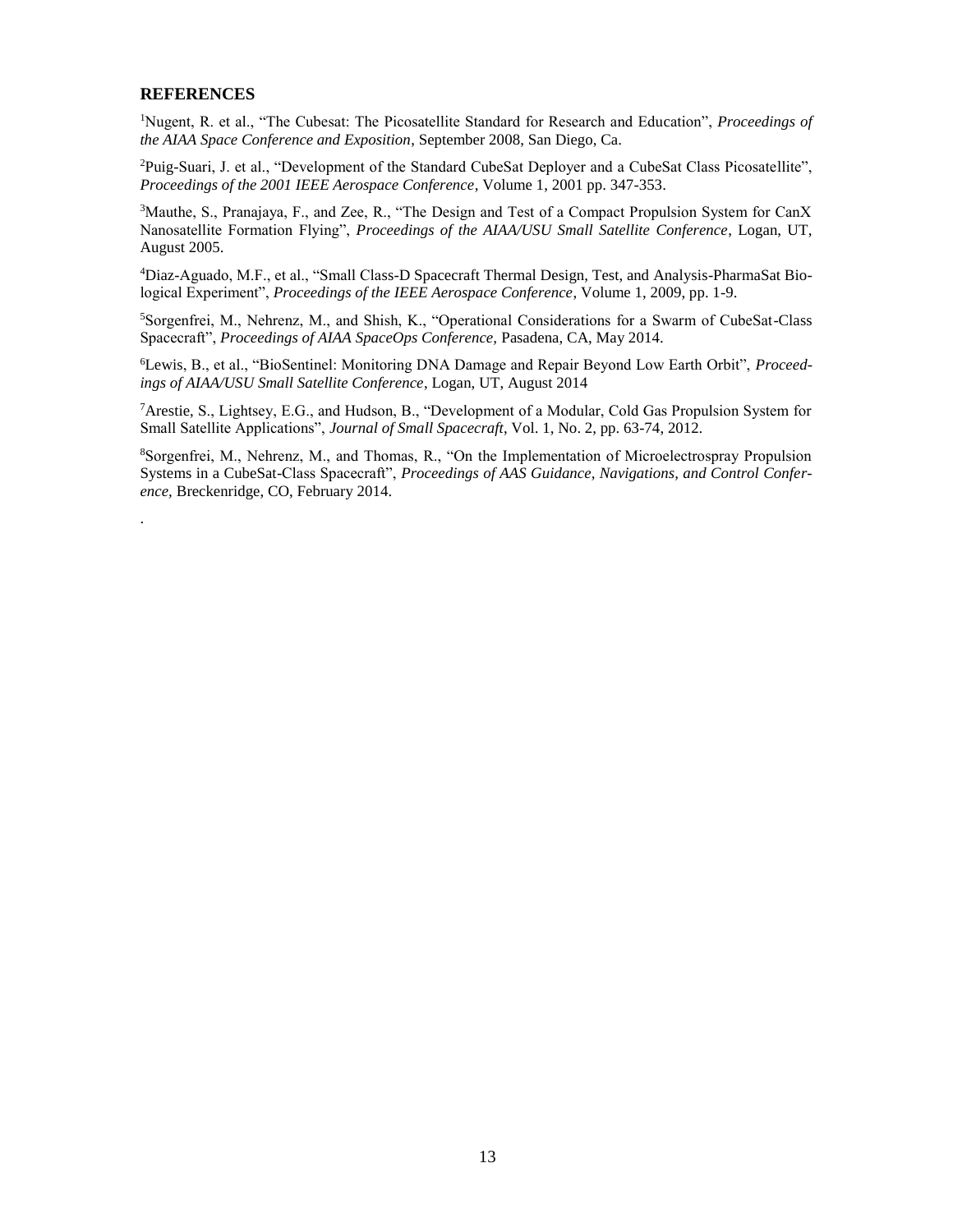## REFERENCES

[1]Nugent, R. et al., "The Cubesat: The Picosatellite Standard for Research and Education", *Proceedings of the AIAA Space Conference and Exposition*, September 2008, San Diego, Ca.

[2]Puig-Suari, J. et al., "Development of the Standard CubeSat Deployer and a CubeSat Class Picosatellite", *Proceedings of the 2001 IEEE Aerospace Conference*, Volume 1, 2001 pp. 347-353.

[3]Mauthe, S., Pranajaya, F., and Zee, R., "The Design and Test of a Compact Propulsion System for CanX Nanosatellite Formation Flying", *Proceedings of the AIAA/USU Small Satellite Conference*, Logan, UT, August 2005.

[4]Diaz-Aguado, M.F., et al., "Small Class-D Spacecraft Thermal Design, Test, and Analysis-PharmaSat Biological Experiment", *Proceedings of the IEEE Aerospace Conference*, Volume 1, 2009, pp. 1-9.

[5]Sorgenfrei, M., Nehrenz, M., and Shish, K., "Operational Considerations for a Swarm of CubeSat-Class Spacecraft", *Proceedings of AIAA SpaceOps Conference,* Pasadena, CA, May 2014.

[6]Lewis, B., et al., "BioSentinel: Monitoring DNA Damage and Repair Beyond Low Earth Orbit", *Proceedings of AIAA/USU Small Satellite Conference*, Logan, UT, August 2014

[7]Arestie, S., Lightsey, E.G., and Hudson, B., "Development of a Modular, Cold Gas Propulsion System for Small Satellite Applications", *Journal of Small Spacecraft*, Vol. 1, No. 2, pp. 63-74, 2012.

[8]Sorgenfrei, M., Nehrenz, M., and Thomas, R., "On the Implementation of Microelectrospray Propulsion Systems in a CubeSat-Class Spacecraft", *Proceedings of AAS Guidance, Navigations, and Control Conference*, Breckenridge, CO, February 2014.

.